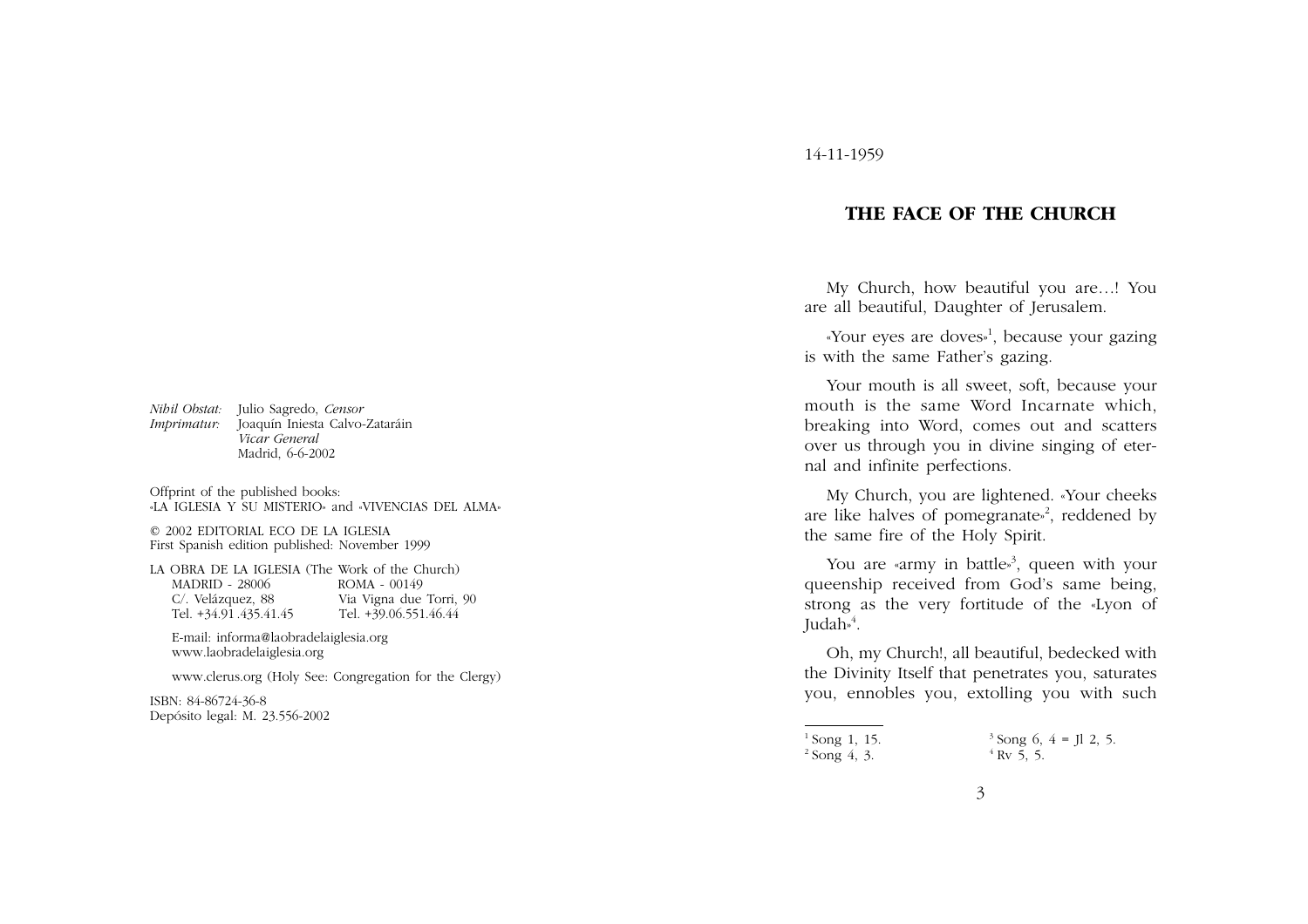*Nihil Obstat:* Julio Sagredo, *Censor*
*Imprimatur:* Joaquín Iniesta Calvo-Zataráin
*Vicar General*
Madrid, 6-6-2002

Offprint of the published books:
«LA IGLESIA Y SU MISTERIO» and «VIVENCIAS DEL ALMA»

© 2002 EDITORIAL ECO DE LA IGLESIA
First Spanish edition published: November 1999

LA OBRA DE LA IGLESIA (The Work of the Church)

| MADRID - 28006 | ROMA - 00149 |
|---|---|
| C/. Velázquez, 88 | Via Vigna due Torri, 90 |
| Tel. +34.91.435.41.45 | Tel. +39.06.551.46.44 |

E-mail: informa@laobradelaiglesia.org
www.laobradelaiglesia.org

www.clerus.org (Holy See: Congregation for the Clergy)

ISBN: 84-86724-36-8
Depósito legal: M. 23.556-2002

14-11-1959

## THE FACE OF THE CHURCH

My Church, how beautiful you are…! You are all beautiful, Daughter of Jerusalem.

«Your eyes are doves»[1], because your gazing is with the same Father's gazing.

Your mouth is all sweet, soft, because your mouth is the same Word Incarnate which, breaking into Word, comes out and scatters over us through you in divine singing of eternal and infinite perfections.

My Church, you are lightened. «Your cheeks are like halves of pomegranate»[2], reddened by the same fire of the Holy Spirit.

You are «army in battle»[3], queen with your queenship received from God's same being, strong as the very fortitude of the «Lyon of Judah»[4].

Oh, my Church!, all beautiful, bedecked with the Divinity Itself that penetrates you, saturates you, ennobles you, extolling you with such

---

[1] Song 1, 15.
[2] Song 4, 3.
[3] Song 6, 4 = Jl 2, 5.
[4] Rv 5, 5.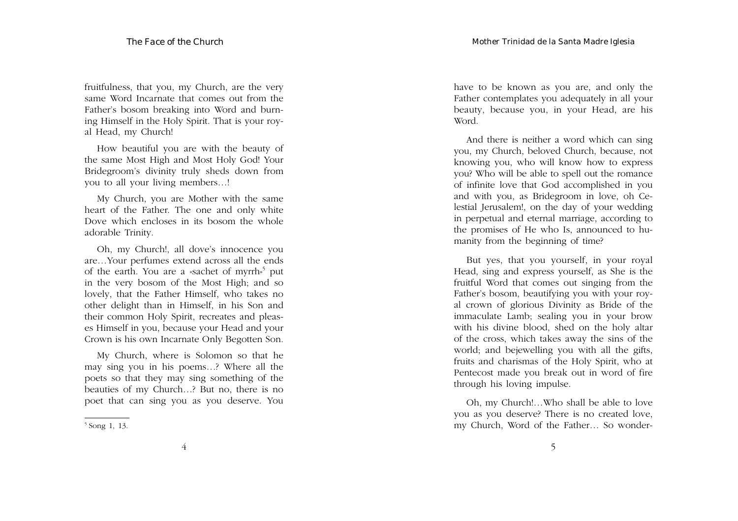fruitfulness, that you, my Church, are the very same Word Incarnate that comes out from the Father's bosom breaking into Word and burning Himself in the Holy Spirit. That is your royal Head, my Church!

How beautiful you are with the beauty of the same Most High and Most Holy God! Your Bridegroom's divinity truly sheds down from you to all your living members…!

My Church, you are Mother with the same heart of the Father. The one and only white Dove which encloses in its bosom the whole adorable Trinity.

Oh, my Church!, all dove's innocence you are…Your perfumes extend across all the ends of the earth. You are a «sachet of myrrh»[5] put in the very bosom of the Most High; and so lovely, that the Father Himself, who takes no other delight than in Himself, in his Son and their common Holy Spirit, recreates and pleases Himself in you, because your Head and your Crown is his own Incarnate Only Begotten Son.

My Church, where is Solomon so that he may sing you in his poems…? Where all the poets so that they may sing something of the beauties of my Church…? But no, there is no poet that can sing you as you deserve. You have to be known as you are, and only the Father contemplates you adequately in all your beauty, because you, in your Head, are his Word.

And there is neither a word which can sing you, my Church, beloved Church, because, not knowing you, who will know how to express you? Who will be able to spell out the romance of infinite love that God accomplished in you and with you, as Bridegroom in love, oh Celestial Jerusalem!, on the day of your wedding in perpetual and eternal marriage, according to the promises of He who Is, announced to humanity from the beginning of time?

But yes, that you yourself, in your royal Head, sing and express yourself, as She is the fruitful Word that comes out singing from the Father's bosom, beautifying you with your royal crown of glorious Divinity as Bride of the immaculate Lamb; sealing you in your brow with his divine blood, shed on the holy altar of the cross, which takes away the sins of the world; and bejewelling you with all the gifts, fruits and charismas of the Holy Spirit, who at Pentecost made you break out in word of fire through his loving impulse.

Oh, my Church!…Who shall be able to love you as you deserve? There is no created love, my Church, Word of the Father… So wonder-

[5] Song 1, 13.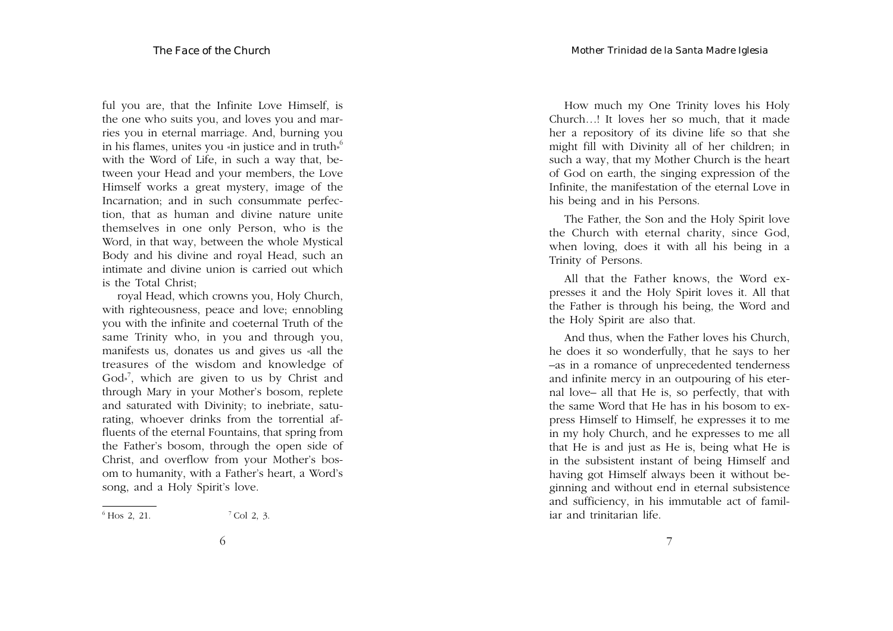ful you are, that the Infinite Love Himself, is the one who suits you, and loves you and marries you in eternal marriage. And, burning you in his flames, unites you «in justice and in truth»[6] with the Word of Life, in such a way that, between your Head and your members, the Love Himself works a great mystery, image of the Incarnation; and in such consummate perfection, that as human and divine nature unite themselves in one only Person, who is the Word, in that way, between the whole Mystical Body and his divine and royal Head, such an intimate and divine union is carried out which is the Total Christ;

royal Head, which crowns you, Holy Church, with righteousness, peace and love; ennobling you with the infinite and coeternal Truth of the same Trinity who, in you and through you, manifests us, donates us and gives us «all the treasures of the wisdom and knowledge of God»[7], which are given to us by Christ and through Mary in your Mother's bosom, replete and saturated with Divinity; to inebriate, saturating, whoever drinks from the torrential affluents of the eternal Fountains, that spring from the Father's bosom, through the open side of Christ, and overflow from your Mother's bosom to humanity, with a Father's heart, a Word's song, and a Holy Spirit's love.

[6] Hos 2, 21. [7] Col 2, 3.

How much my One Trinity loves his Holy Church…! It loves her so much, that it made her a repository of its divine life so that she might fill with Divinity all of her children; in such a way, that my Mother Church is the heart of God on earth, the singing expression of the Infinite, the manifestation of the eternal Love in his being and in his Persons.

The Father, the Son and the Holy Spirit love the Church with eternal charity, since God, when loving, does it with all his being in a Trinity of Persons.

All that the Father knows, the Word expresses it and the Holy Spirit loves it. All that the Father is through his being, the Word and the Holy Spirit are also that.

And thus, when the Father loves his Church, he does it so wonderfully, that he says to her –as in a romance of unprecedented tenderness and infinite mercy in an outpouring of his eternal love– all that He is, so perfectly, that with the same Word that He has in his bosom to express Himself to Himself, he expresses it to me in my holy Church, and he expresses to me all that He is and just as He is, being what He is in the subsistent instant of being Himself and having got Himself always been it without beginning and without end in eternal subsistence and sufficiency, in his immutable act of familiar and trinitarian life.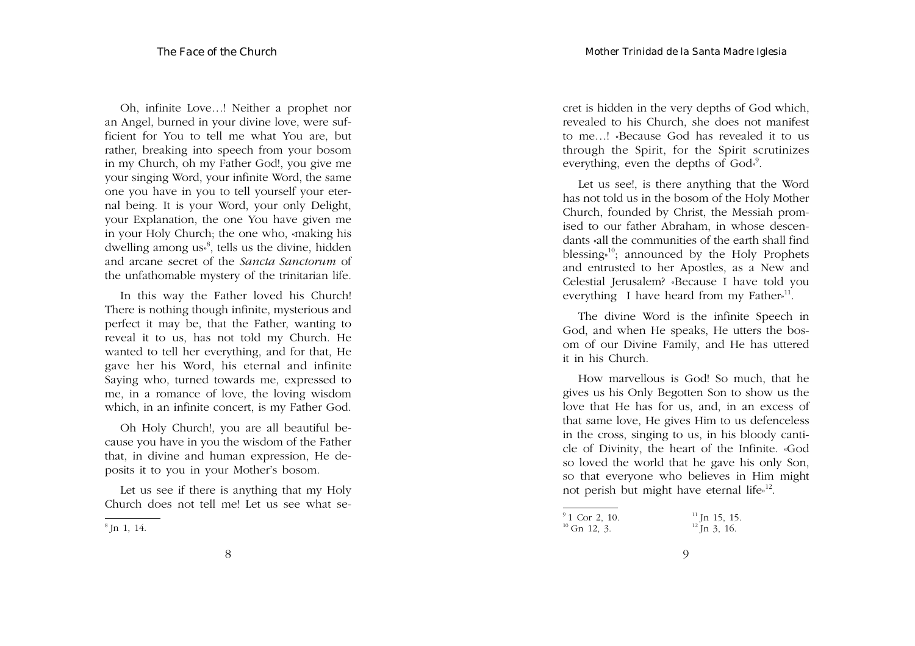Oh, infinite Love…! Neither a prophet nor an Angel, burned in your divine love, were sufficient for You to tell me what You are, but rather, breaking into speech from your bosom in my Church, oh my Father God!, you give me your singing Word, your infinite Word, the same one you have in you to tell yourself your eternal being. It is your Word, your only Delight, your Explanation, the one You have given me in your Holy Church; the one who, «making his dwelling among us»[8], tells us the divine, hidden and arcane secret of the *Sancta Sanctorum* of the unfathomable mystery of the trinitarian life.

In this way the Father loved his Church! There is nothing though infinite, mysterious and perfect it may be, that the Father, wanting to reveal it to us, has not told my Church. He wanted to tell her everything, and for that, He gave her his Word, his eternal and infinite Saying who, turned towards me, expressed to me, in a romance of love, the loving wisdom which, in an infinite concert, is my Father God.

Oh Holy Church!, you are all beautiful because you have in you the wisdom of the Father that, in divine and human expression, He deposits it to you in your Mother's bosom.

Let us see if there is anything that my Holy Church does not tell me! Let us see what secret is hidden in the very depths of God which, revealed to his Church, she does not manifest to me…! «Because God has revealed it to us through the Spirit, for the Spirit scrutinizes everything, even the depths of God»[9].

Let us see!, is there anything that the Word has not told us in the bosom of the Holy Mother Church, founded by Christ, the Messiah promised to our father Abraham, in whose descendants «all the communities of the earth shall find blessing»[10]; announced by the Holy Prophets and entrusted to her Apostles, as a New and Celestial Jerusalem? «Because I have told you everything I have heard from my Father»[11].

The divine Word is the infinite Speech in God, and when He speaks, He utters the bosom of our Divine Family, and He has uttered it in his Church.

How marvellous is God! So much, that he gives us his Only Begotten Son to show us the love that He has for us, and, in an excess of that same love, He gives Him to us defenceless in the cross, singing to us, in his bloody canticle of Divinity, the heart of the Infinite. «God so loved the world that he gave his only Son, so that everyone who believes in Him might not perish but might have eternal life»[12].

---

[8] Jn 1, 14.

[9] 1 Cor 2, 10.

[10] Gn 12, 3.

[11] Jn 15, 15.

[12] Jn 3, 16.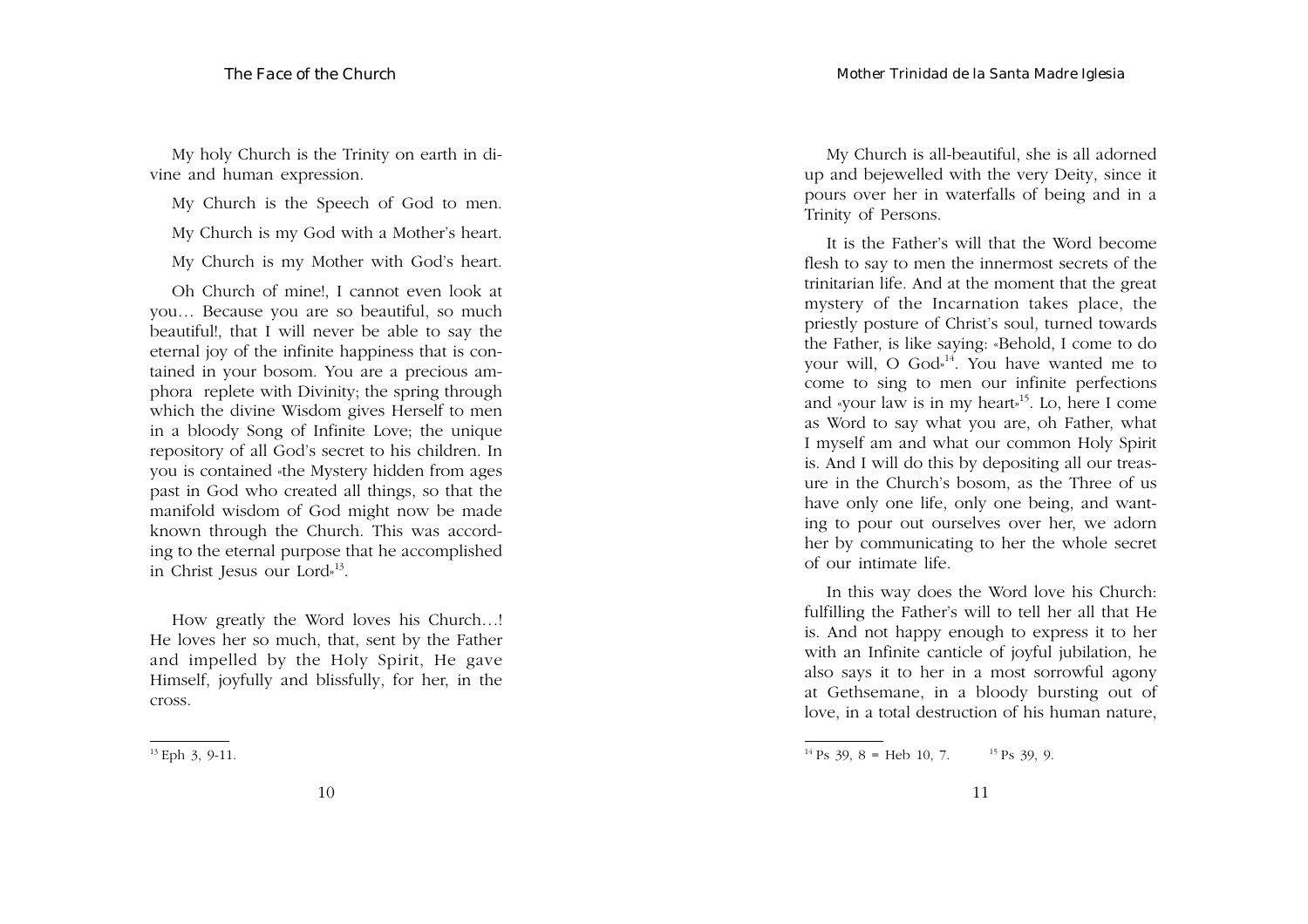My holy Church is the Trinity on earth in divine and human expression.

My Church is the Speech of God to men.

My Church is my God with a Mother's heart.

My Church is my Mother with God's heart.

Oh Church of mine!, I cannot even look at you… Because you are so beautiful, so much beautiful!, that I will never be able to say the eternal joy of the infinite happiness that is contained in your bosom. You are a precious amphora replete with Divinity; the spring through which the divine Wisdom gives Herself to men in a bloody Song of Infinite Love; the unique repository of all God's secret to his children. In you is contained «the Mystery hidden from ages past in God who created all things, so that the manifold wisdom of God might now be made known through the Church. This was according to the eternal purpose that he accomplished in Christ Jesus our Lord»[13].

How greatly the Word loves his Church…! He loves her so much, that, sent by the Father and impelled by the Holy Spirit, He gave Himself, joyfully and blissfully, for her, in the cross.

[13] Eph 3, 9-11.

My Church is all-beautiful, she is all adorned up and bejewelled with the very Deity, since it pours over her in waterfalls of being and in a Trinity of Persons.

It is the Father's will that the Word become flesh to say to men the innermost secrets of the trinitarian life. And at the moment that the great mystery of the Incarnation takes place, the priestly posture of Christ's soul, turned towards the Father, is like saying: «Behold, I come to do your will, O God»[14]. You have wanted me to come to sing to men our infinite perfections and «your law is in my heart»[15]. Lo, here I come as Word to say what you are, oh Father, what I myself am and what our common Holy Spirit is. And I will do this by depositing all our treasure in the Church's bosom, as the Three of us have only one life, only one being, and wanting to pour out ourselves over her, we adorn her by communicating to her the whole secret of our intimate life.

In this way does the Word love his Church: fulfilling the Father's will to tell her all that He is. And not happy enough to express it to her with an Infinite canticle of joyful jubilation, he also says it to her in a most sorrowful agony at Gethsemane, in a bloody bursting out of love, in a total destruction of his human nature,

[14] Ps 39, 8 = Heb 10, 7. [15] Ps 39, 9.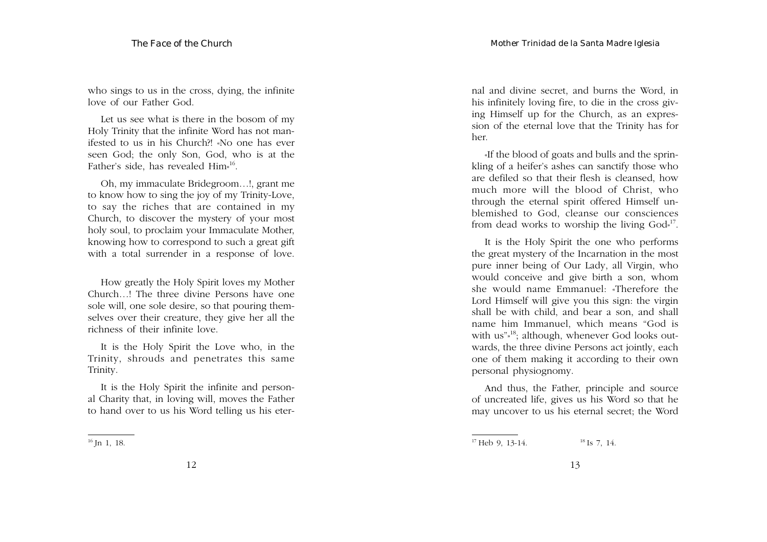who sings to us in the cross, dying, the infinite love of our Father God.

Let us see what is there in the bosom of my Holy Trinity that the infinite Word has not manifested to us in his Church?! «No one has ever seen God; the only Son, God, who is at the Father's side, has revealed Him»[16].

Oh, my immaculate Bridegroom…!, grant me to know how to sing the joy of my Trinity-Love, to say the riches that are contained in my Church, to discover the mystery of your most holy soul, to proclaim your Immaculate Mother, knowing how to correspond to such a great gift with a total surrender in a response of love.

How greatly the Holy Spirit loves my Mother Church…! The three divine Persons have one sole will, one sole desire, so that pouring themselves over their creature, they give her all the richness of their infinite love.

It is the Holy Spirit the Love who, in the Trinity, shrouds and penetrates this same Trinity.

It is the Holy Spirit the infinite and personal Charity that, in loving will, moves the Father to hand over to us his Word telling us his eternal and divine secret, and burns the Word, in his infinitely loving fire, to die in the cross giving Himself up for the Church, as an expression of the eternal love that the Trinity has for her.

«If the blood of goats and bulls and the sprinkling of a heifer's ashes can sanctify those who are defiled so that their flesh is cleansed, how much more will the blood of Christ, who through the eternal spirit offered Himself unblemished to God, cleanse our consciences from dead works to worship the living God»[17].

It is the Holy Spirit the one who performs the great mystery of the Incarnation in the most pure inner being of Our Lady, all Virgin, who would conceive and give birth a son, whom she would name Emmanuel: «Therefore the Lord Himself will give you this sign: the virgin shall be with child, and bear a son, and shall name him Immanuel, which means "God is with us"»[18]; although, whenever God looks outwards, the three divine Persons act jointly, each one of them making it according to their own personal physiognomy.

And thus, the Father, principle and source of uncreated life, gives us his Word so that he may uncover to us his eternal secret; the Word

---

[16] Jn 1, 18.

[17] Heb 9, 13-14.

[18] Is 7, 14.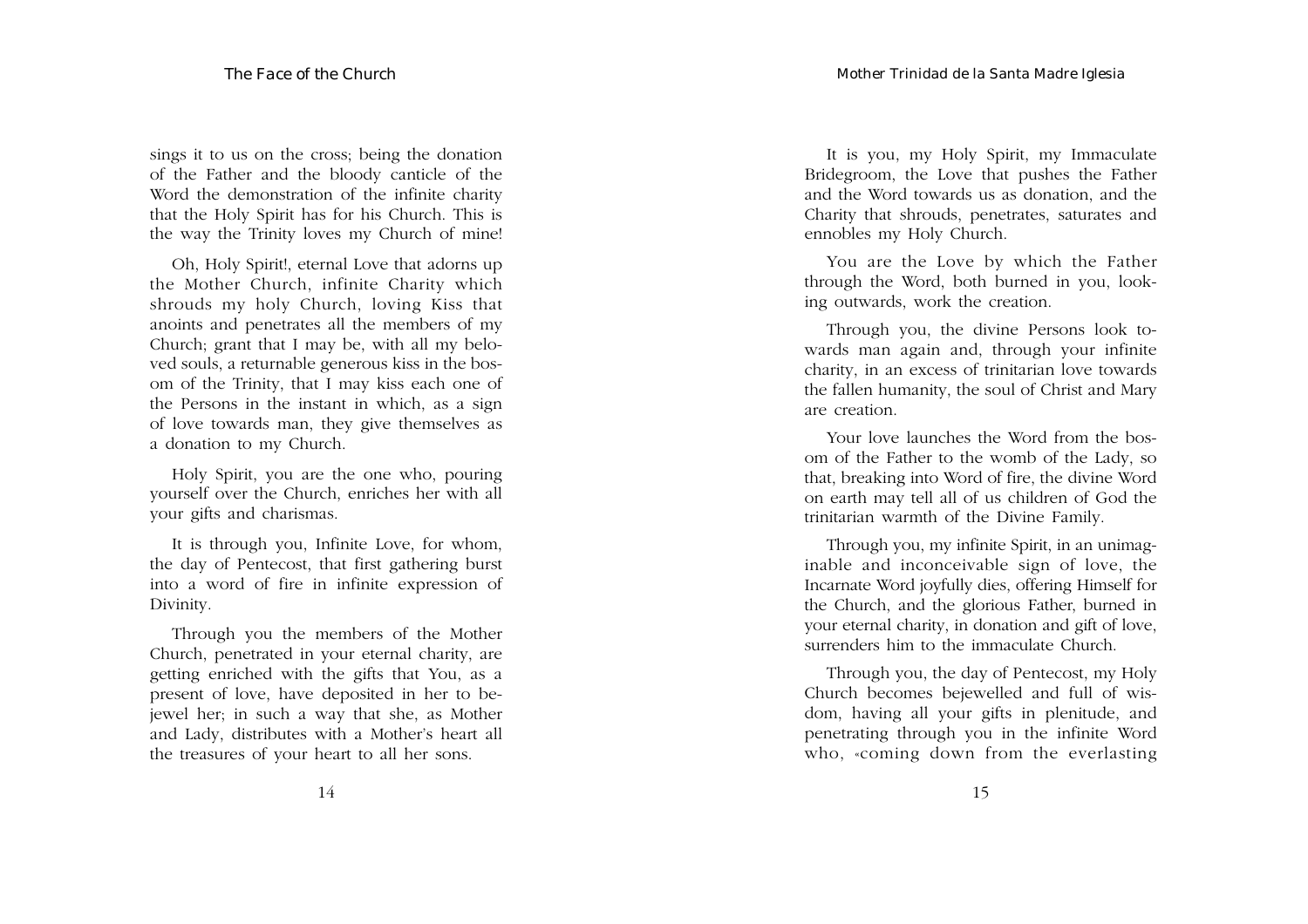sings it to us on the cross; being the donation of the Father and the bloody canticle of the Word the demonstration of the infinite charity that the Holy Spirit has for his Church. This is the way the Trinity loves my Church of mine!

Oh, Holy Spirit!, eternal Love that adorns up the Mother Church, infinite Charity which shrouds my holy Church, loving Kiss that anoints and penetrates all the members of my Church; grant that I may be, with all my beloved souls, a returnable generous kiss in the bosom of the Trinity, that I may kiss each one of the Persons in the instant in which, as a sign of love towards man, they give themselves as a donation to my Church.

Holy Spirit, you are the one who, pouring yourself over the Church, enriches her with all your gifts and charismas.

It is through you, Infinite Love, for whom, the day of Pentecost, that first gathering burst into a word of fire in infinite expression of Divinity.

Through you the members of the Mother Church, penetrated in your eternal charity, are getting enriched with the gifts that You, as a present of love, have deposited in her to bejewel her; in such a way that she, as Mother and Lady, distributes with a Mother's heart all the treasures of your heart to all her sons.

It is you, my Holy Spirit, my Immaculate Bridegroom, the Love that pushes the Father and the Word towards us as donation, and the Charity that shrouds, penetrates, saturates and ennobles my Holy Church.

You are the Love by which the Father through the Word, both burned in you, looking outwards, work the creation.

Through you, the divine Persons look towards man again and, through your infinite charity, in an excess of trinitarian love towards the fallen humanity, the soul of Christ and Mary are creation.

Your love launches the Word from the bosom of the Father to the womb of the Lady, so that, breaking into Word of fire, the divine Word on earth may tell all of us children of God the trinitarian warmth of the Divine Family.

Through you, my infinite Spirit, in an unimaginable and inconceivable sign of love, the Incarnate Word joyfully dies, offering Himself for the Church, and the glorious Father, burned in your eternal charity, in donation and gift of love, surrenders him to the immaculate Church.

Through you, the day of Pentecost, my Holy Church becomes bejewelled and full of wisdom, having all your gifts in plenitude, and penetrating through you in the infinite Word who, «coming down from the everlasting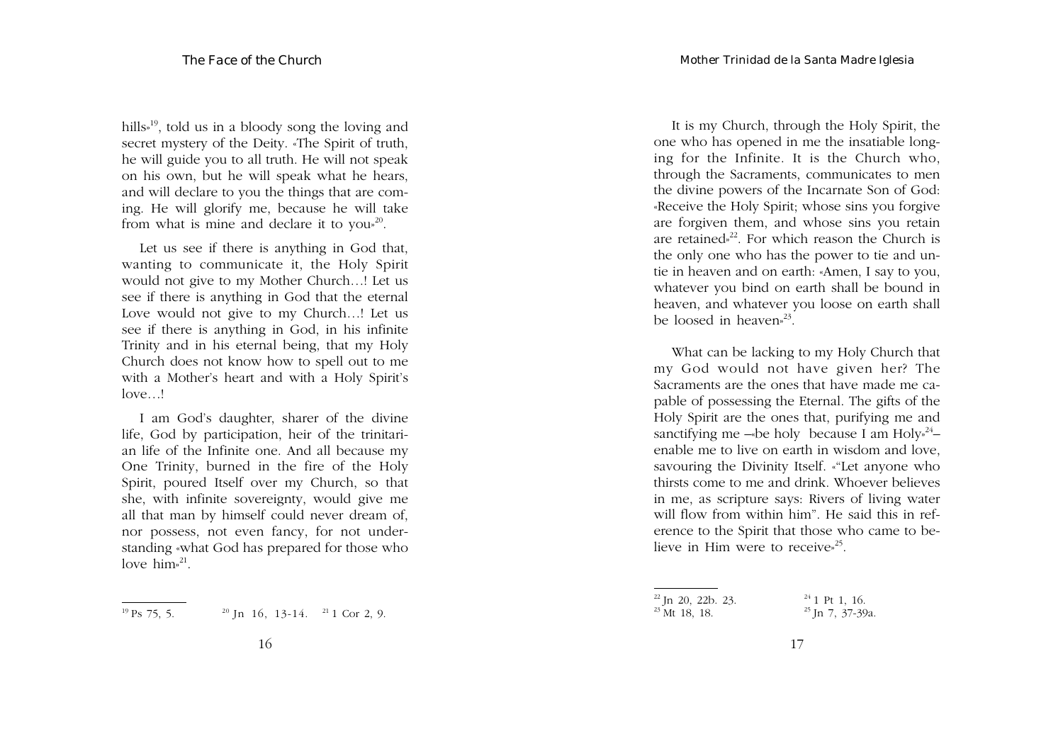hills»[19], told us in a bloody song the loving and secret mystery of the Deity. «The Spirit of truth, he will guide you to all truth. He will not speak on his own, but he will speak what he hears, and will declare to you the things that are coming. He will glorify me, because he will take from what is mine and declare it to you»[20].

Let us see if there is anything in God that, wanting to communicate it, the Holy Spirit would not give to my Mother Church…! Let us see if there is anything in God that the eternal Love would not give to my Church…! Let us see if there is anything in God, in his infinite Trinity and in his eternal being, that my Holy Church does not know how to spell out to me with a Mother's heart and with a Holy Spirit's love…!

I am God's daughter, sharer of the divine life, God by participation, heir of the trinitarian life of the Infinite one. And all because my One Trinity, burned in the fire of the Holy Spirit, poured Itself over my Church, so that she, with infinite sovereignty, would give me all that man by himself could never dream of, nor possess, not even fancy, for not understanding «what God has prepared for those who love him»[21].

[19] Ps 75, 5. [20] Jn 16, 13-14. [21] 1 Cor 2, 9.

It is my Church, through the Holy Spirit, the one who has opened in me the insatiable longing for the Infinite. It is the Church who, through the Sacraments, communicates to men the divine powers of the Incarnate Son of God: «Receive the Holy Spirit; whose sins you forgive are forgiven them, and whose sins you retain are retained»[22]. For which reason the Church is the only one who has the power to tie and untie in heaven and on earth: «Amen, I say to you, whatever you bind on earth shall be bound in heaven, and whatever you loose on earth shall be loosed in heaven»[23].

What can be lacking to my Holy Church that my God would not have given her? The Sacraments are the ones that have made me capable of possessing the Eternal. The gifts of the Holy Spirit are the ones that, purifying me and sanctifying me –«be holy because I am Holy»[24]– enable me to live on earth in wisdom and love, savouring the Divinity Itself. «"Let anyone who thirsts come to me and drink. Whoever believes in me, as scripture says: Rivers of living water will flow from within him". He said this in reference to the Spirit that those who came to believe in Him were to receive»[25].

[22] Jn 20, 22b. 23.
[23] Mt 18, 18.
[24] 1 Pt 1, 16.
[25] Jn 7, 37-39a.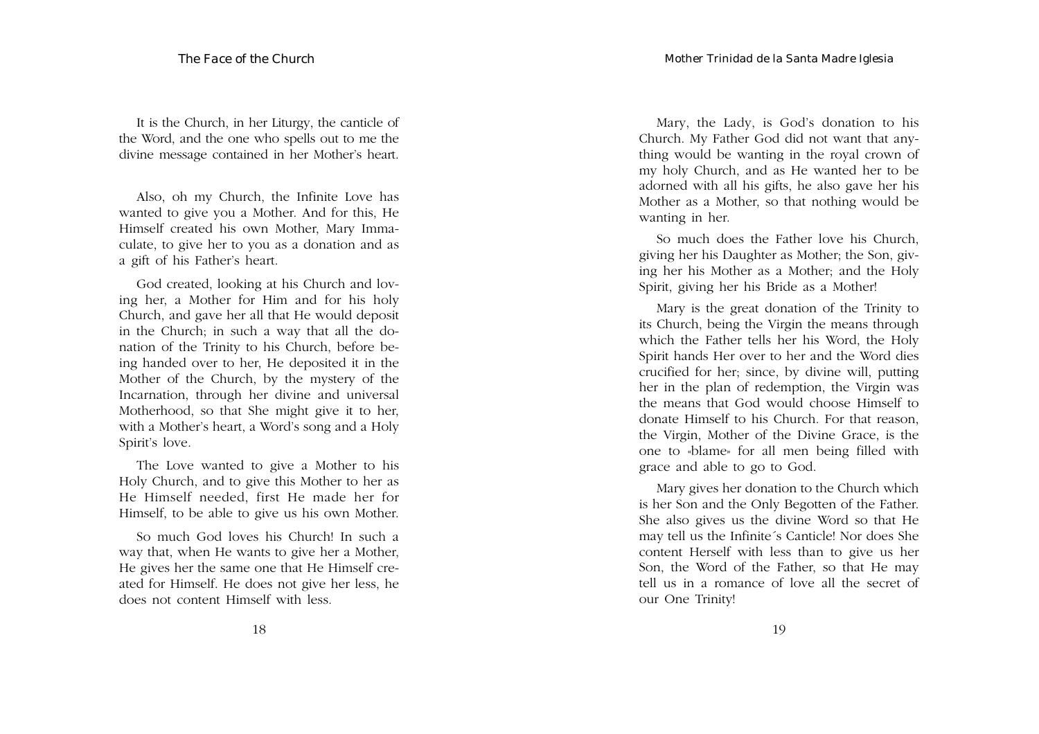It is the Church, in her Liturgy, the canticle of the Word, and the one who spells out to me the divine message contained in her Mother's heart.

Also, oh my Church, the Infinite Love has wanted to give you a Mother. And for this, He Himself created his own Mother, Mary Immaculate, to give her to you as a donation and as a gift of his Father's heart.

God created, looking at his Church and loving her, a Mother for Him and for his holy Church, and gave her all that He would deposit in the Church; in such a way that all the donation of the Trinity to his Church, before being handed over to her, He deposited it in the Mother of the Church, by the mystery of the Incarnation, through her divine and universal Motherhood, so that She might give it to her, with a Mother's heart, a Word's song and a Holy Spirit's love.

The Love wanted to give a Mother to his Holy Church, and to give this Mother to her as He Himself needed, first He made her for Himself, to be able to give us his own Mother.

So much God loves his Church! In such a way that, when He wants to give her a Mother, He gives her the same one that He Himself created for Himself. He does not give her less, he does not content Himself with less.

Mary, the Lady, is God's donation to his Church. My Father God did not want that anything would be wanting in the royal crown of my holy Church, and as He wanted her to be adorned with all his gifts, he also gave her his Mother as a Mother, so that nothing would be wanting in her.

So much does the Father love his Church, giving her his Daughter as Mother; the Son, giving her his Mother as a Mother; and the Holy Spirit, giving her his Bride as a Mother!

Mary is the great donation of the Trinity to its Church, being the Virgin the means through which the Father tells her his Word, the Holy Spirit hands Her over to her and the Word dies crucified for her; since, by divine will, putting her in the plan of redemption, the Virgin was the means that God would choose Himself to donate Himself to his Church. For that reason, the Virgin, Mother of the Divine Grace, is the one to «blame» for all men being filled with grace and able to go to God.

Mary gives her donation to the Church which is her Son and the Only Begotten of the Father. She also gives us the divine Word so that He may tell us the Infinite´s Canticle! Nor does She content Herself with less than to give us her Son, the Word of the Father, so that He may tell us in a romance of love all the secret of our One Trinity!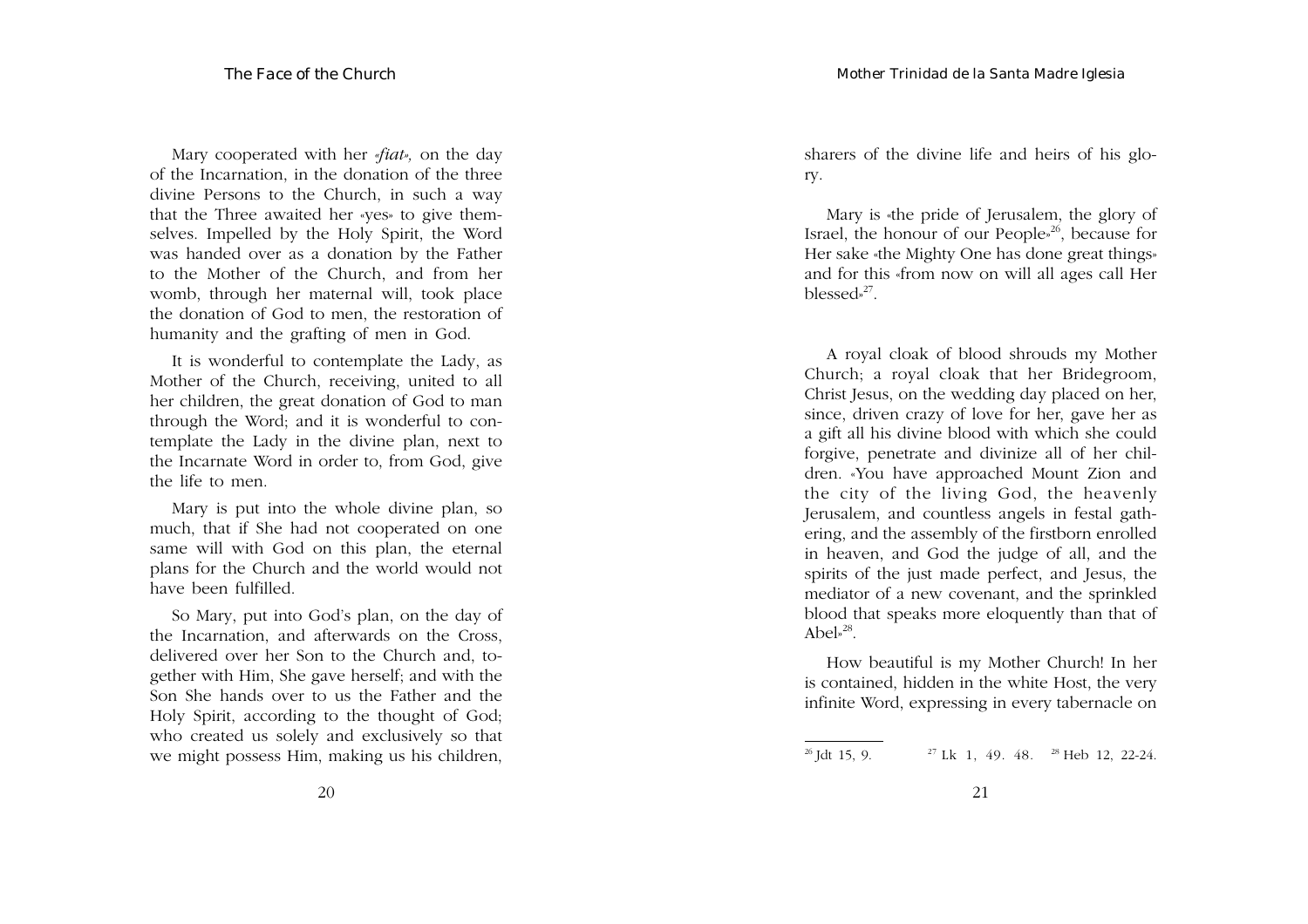Mary cooperated with her «*fiat*», on the day of the Incarnation, in the donation of the three divine Persons to the Church, in such a way that the Three awaited her «yes» to give themselves. Impelled by the Holy Spirit, the Word was handed over as a donation by the Father to the Mother of the Church, and from her womb, through her maternal will, took place the donation of God to men, the restoration of humanity and the grafting of men in God.

It is wonderful to contemplate the Lady, as Mother of the Church, receiving, united to all her children, the great donation of God to man through the Word; and it is wonderful to contemplate the Lady in the divine plan, next to the Incarnate Word in order to, from God, give the life to men.

Mary is put into the whole divine plan, so much, that if She had not cooperated on one same will with God on this plan, the eternal plans for the Church and the world would not have been fulfilled.

So Mary, put into God's plan, on the day of the Incarnation, and afterwards on the Cross, delivered over her Son to the Church and, together with Him, She gave herself; and with the Son She hands over to us the Father and the Holy Spirit, according to the thought of God; who created us solely and exclusively so that we might possess Him, making us his children, sharers of the divine life and heirs of his glory.

Mary is «the pride of Jerusalem, the glory of Israel, the honour of our People»[26], because for Her sake «the Mighty One has done great things» and for this «from now on will all ages call Her blessed»[27].

A royal cloak of blood shrouds my Mother Church; a royal cloak that her Bridegroom, Christ Jesus, on the wedding day placed on her, since, driven crazy of love for her, gave her as a gift all his divine blood with which she could forgive, penetrate and divinize all of her children. «You have approached Mount Zion and the city of the living God, the heavenly Jerusalem, and countless angels in festal gathering, and the assembly of the firstborn enrolled in heaven, and God the judge of all, and the spirits of the just made perfect, and Jesus, the mediator of a new covenant, and the sprinkled blood that speaks more eloquently than that of Abel»[28].

How beautiful is my Mother Church! In her is contained, hidden in the white Host, the very infinite Word, expressing in every tabernacle on

---

[26] Jdt 15, 9. [27] Lk 1, 49. 48. [28] Heb 12, 22-24.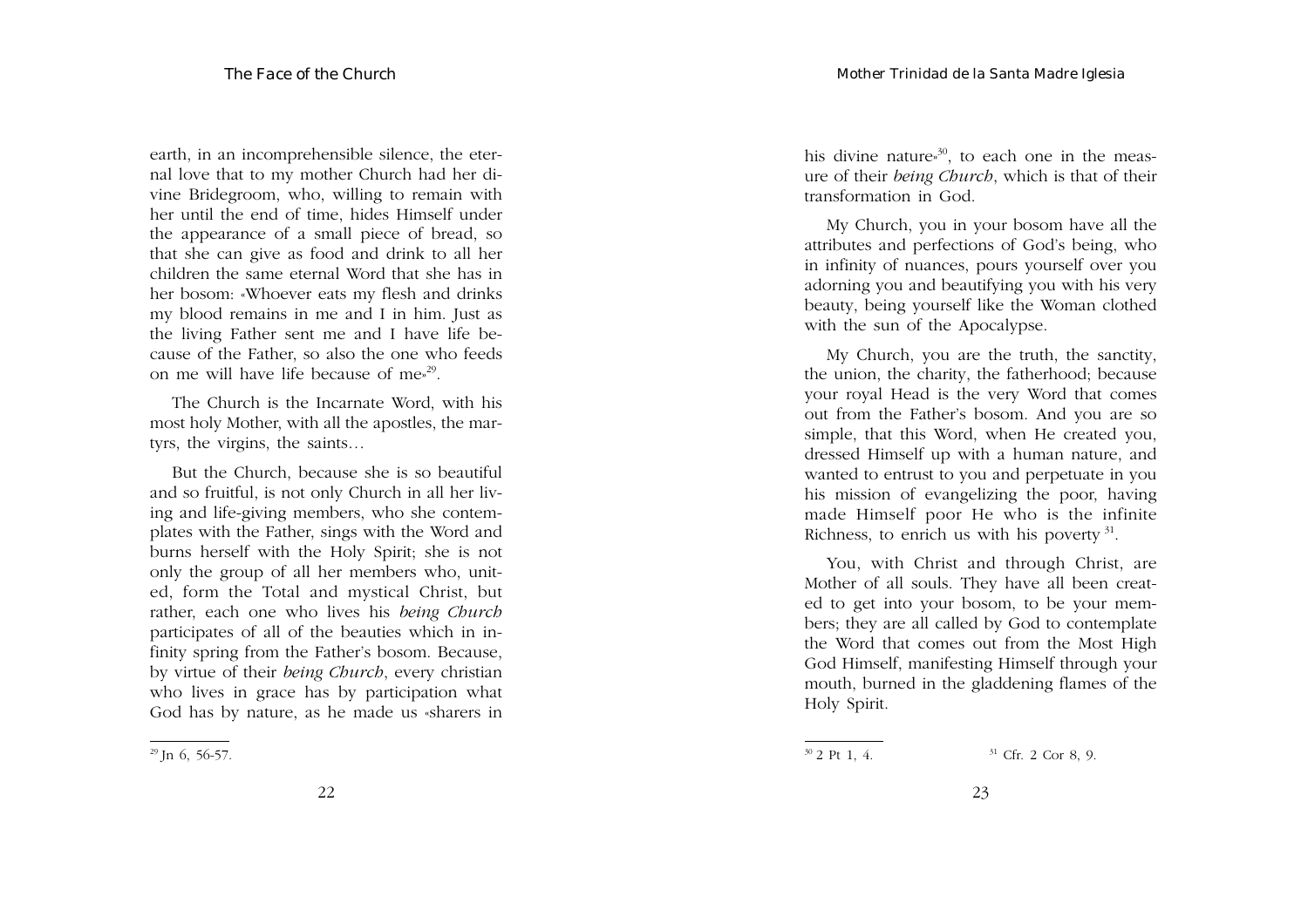earth, in an incomprehensible silence, the eternal love that to my mother Church had her divine Bridegroom, who, willing to remain with her until the end of time, hides Himself under the appearance of a small piece of bread, so that she can give as food and drink to all her children the same eternal Word that she has in her bosom: «Whoever eats my flesh and drinks my blood remains in me and I in him. Just as the living Father sent me and I have life because of the Father, so also the one who feeds on me will have life because of me»[29].

The Church is the Incarnate Word, with his most holy Mother, with all the apostles, the martyrs, the virgins, the saints…

But the Church, because she is so beautiful and so fruitful, is not only Church in all her living and life-giving members, who she contemplates with the Father, sings with the Word and burns herself with the Holy Spirit; she is not only the group of all her members who, united, form the Total and mystical Christ, but rather, each one who lives his *being Church* participates of all of the beauties which in infinity spring from the Father's bosom. Because, by virtue of their *being Church*, every christian who lives in grace has by participation what God has by nature, as he made us «sharers in his divine nature»[30], to each one in the measure of their *being Church*, which is that of their transformation in God.

My Church, you in your bosom have all the attributes and perfections of God's being, who in infinity of nuances, pours yourself over you adorning you and beautifying you with his very beauty, being yourself like the Woman clothed with the sun of the Apocalypse.

My Church, you are the truth, the sanctity, the union, the charity, the fatherhood; because your royal Head is the very Word that comes out from the Father's bosom. And you are so simple, that this Word, when He created you, dressed Himself up with a human nature, and wanted to entrust to you and perpetuate in you his mission of evangelizing the poor, having made Himself poor He who is the infinite Richness, to enrich us with his poverty [31].

You, with Christ and through Christ, are Mother of all souls. They have all been created to get into your bosom, to be your members; they are all called by God to contemplate the Word that comes out from the Most High God Himself, manifesting Himself through your mouth, burned in the gladdening flames of the Holy Spirit.

---

[29] Jn 6, 56-57.

[30] 2 Pt 1, 4.

[31] Cfr. 2 Cor 8, 9.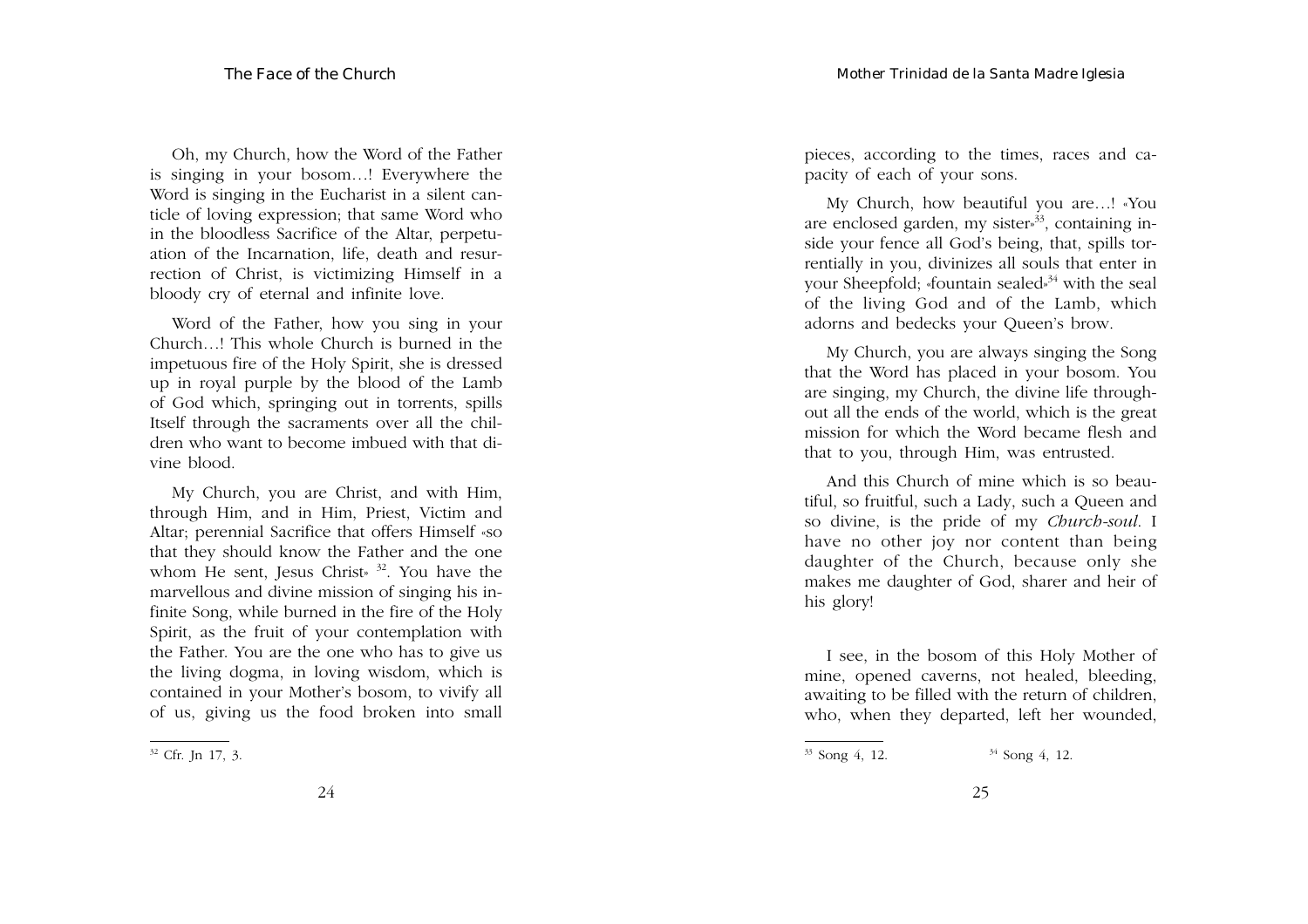Oh, my Church, how the Word of the Father is singing in your bosom…! Everywhere the Word is singing in the Eucharist in a silent canticle of loving expression; that same Word who in the bloodless Sacrifice of the Altar, perpetuation of the Incarnation, life, death and resurrection of Christ, is victimizing Himself in a bloody cry of eternal and infinite love.

Word of the Father, how you sing in your Church…! This whole Church is burned in the impetuous fire of the Holy Spirit, she is dressed up in royal purple by the blood of the Lamb of God which, springing out in torrents, spills Itself through the sacraments over all the children who want to become imbued with that divine blood.

My Church, you are Christ, and with Him, through Him, and in Him, Priest, Victim and Altar; perennial Sacrifice that offers Himself «so that they should know the Father and the one whom He sent, Jesus Christ» [32]. You have the marvellous and divine mission of singing his infinite Song, while burned in the fire of the Holy Spirit, as the fruit of your contemplation with the Father. You are the one who has to give us the living dogma, in loving wisdom, which is contained in your Mother's bosom, to vivify all of us, giving us the food broken into small pieces, according to the times, races and capacity of each of your sons.

My Church, how beautiful you are…! «You are enclosed garden, my sister»[33], containing inside your fence all God's being, that, spills torrentially in you, divinizes all souls that enter in your Sheepfold; «fountain sealed»[34] with the seal of the living God and of the Lamb, which adorns and bedecks your Queen's brow.

My Church, you are always singing the Song that the Word has placed in your bosom. You are singing, my Church, the divine life throughout all the ends of the world, which is the great mission for which the Word became flesh and that to you, through Him, was entrusted.

And this Church of mine which is so beautiful, so fruitful, such a Lady, such a Queen and so divine, is the pride of my *Church-soul*. I have no other joy nor content than being daughter of the Church, because only she makes me daughter of God, sharer and heir of his glory!

I see, in the bosom of this Holy Mother of mine, opened caverns, not healed, bleeding, awaiting to be filled with the return of children, who, when they departed, left her wounded,

---

[32] Cfr. Jn 17, 3.

[33] Song 4, 12.

[34] Song 4, 12.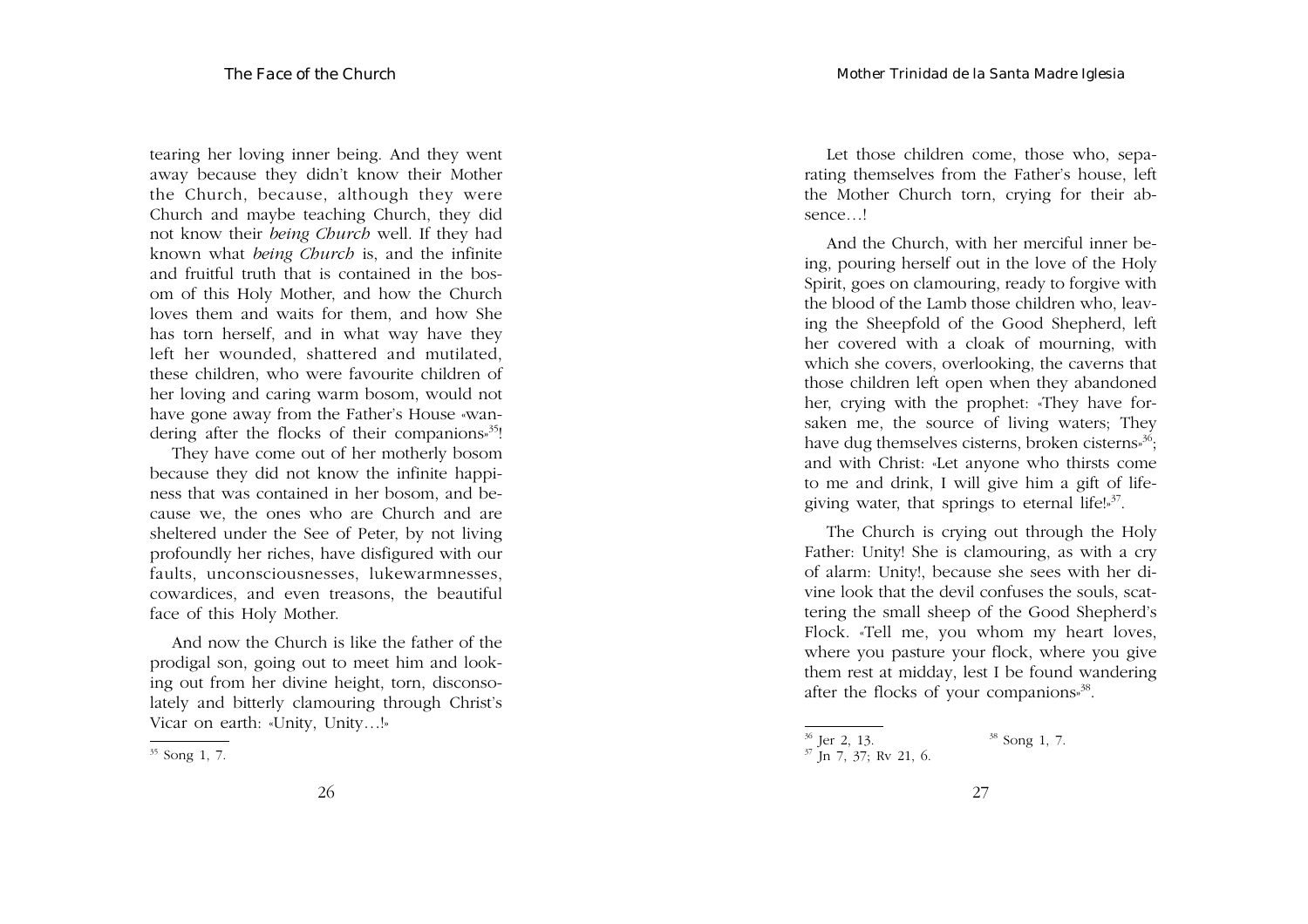tearing her loving inner being. And they went away because they didn't know their Mother the Church, because, although they were Church and maybe teaching Church, they did not know their *being Church* well. If they had known what *being Church* is, and the infinite and fruitful truth that is contained in the bosom of this Holy Mother, and how the Church loves them and waits for them, and how She has torn herself, and in what way have they left her wounded, shattered and mutilated, these children, who were favourite children of her loving and caring warm bosom, would not have gone away from the Father's House «wandering after the flocks of their companions»[35]!

They have come out of her motherly bosom because they did not know the infinite happiness that was contained in her bosom, and because we, the ones who are Church and are sheltered under the See of Peter, by not living profoundly her riches, have disfigured with our faults, unconsciousnesses, lukewarmnesses, cowardices, and even treasons, the beautiful face of this Holy Mother.

And now the Church is like the father of the prodigal son, going out to meet him and looking out from her divine height, torn, disconsolately and bitterly clamouring through Christ's Vicar on earth: «Unity, Unity…!»

[35] Song 1, 7.

Let those children come, those who, separating themselves from the Father's house, left the Mother Church torn, crying for their absence…!

And the Church, with her merciful inner being, pouring herself out in the love of the Holy Spirit, goes on clamouring, ready to forgive with the blood of the Lamb those children who, leaving the Sheepfold of the Good Shepherd, left her covered with a cloak of mourning, with which she covers, overlooking, the caverns that those children left open when they abandoned her, crying with the prophet: «They have forsaken me, the source of living waters; They have dug themselves cisterns, broken cisterns»[36]; and with Christ: «Let anyone who thirsts come to me and drink, I will give him a gift of life-giving water, that springs to eternal life!»[37].

The Church is crying out through the Holy Father: Unity! She is clamouring, as with a cry of alarm: Unity!, because she sees with her divine look that the devil confuses the souls, scattering the small sheep of the Good Shepherd's Flock. «Tell me, you whom my heart loves, where you pasture your flock, where you give them rest at midday, lest I be found wandering after the flocks of your companions»[38].

[36] Jer 2, 13.
[37] Jn 7, 37; Rv 21, 6.
[38] Song 1, 7.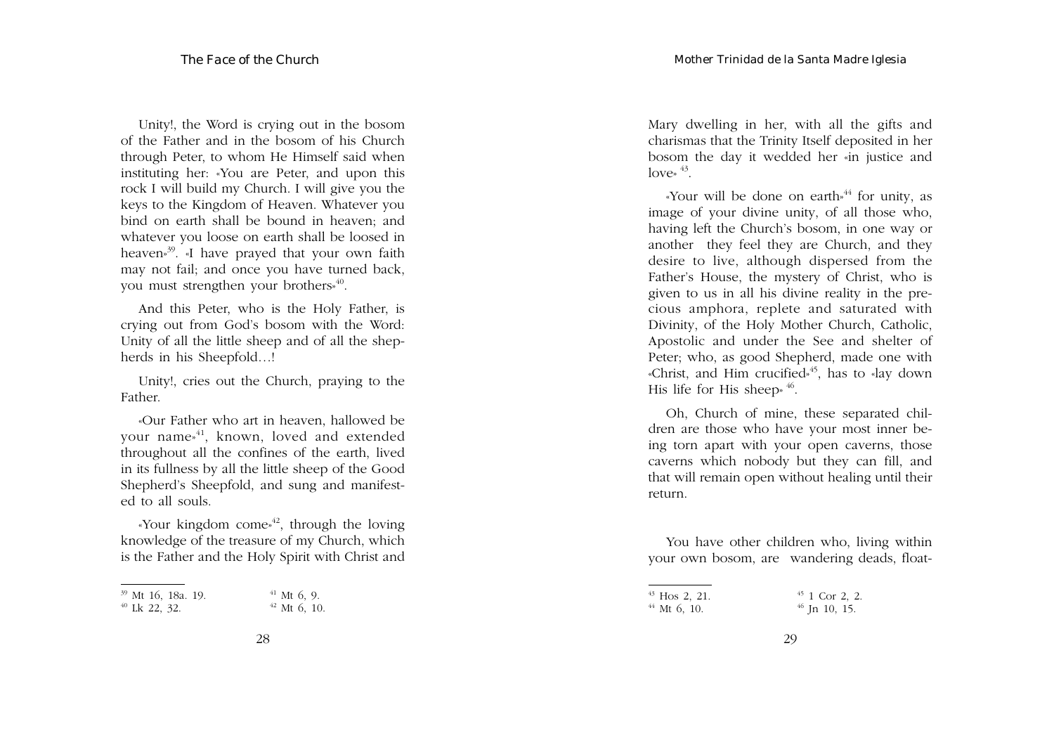Unity!, the Word is crying out in the bosom of the Father and in the bosom of his Church through Peter, to whom He Himself said when instituting her: «You are Peter, and upon this rock I will build my Church. I will give you the keys to the Kingdom of Heaven. Whatever you bind on earth shall be bound in heaven; and whatever you loose on earth shall be loosed in heaven»[39]. «I have prayed that your own faith may not fail; and once you have turned back, you must strengthen your brothers»[40].

And this Peter, who is the Holy Father, is crying out from God's bosom with the Word: Unity of all the little sheep and of all the shepherds in his Sheepfold…!

Unity!, cries out the Church, praying to the Father.

«Our Father who art in heaven, hallowed be your name»[41], known, loved and extended throughout all the confines of the earth, lived in its fullness by all the little sheep of the Good Shepherd's Sheepfold, and sung and manifested to all souls.

«Your kingdom come»[42], through the loving knowledge of the treasure of my Church, which is the Father and the Holy Spirit with Christ and Mary dwelling in her, with all the gifts and charismas that the Trinity Itself deposited in her bosom the day it wedded her «in justice and love» [43].

«Your will be done on earth»[44] for unity, as image of your divine unity, of all those who, having left the Church's bosom, in one way or another they feel they are Church, and they desire to live, although dispersed from the Father's House, the mystery of Christ, who is given to us in all his divine reality in the precious amphora, replete and saturated with Divinity, of the Holy Mother Church, Catholic, Apostolic and under the See and shelter of Peter; who, as good Shepherd, made one with «Christ, and Him crucified»[45], has to «lay down His life for His sheep» [46].

Oh, Church of mine, these separated children are those who have your most inner being torn apart with your open caverns, those caverns which nobody but they can fill, and that will remain open without healing until their return.

You have other children who, living within your own bosom, are wandering deads, float-

---

[39] Mt 16, 18a. 19.
[40] Lk 22, 32.
[41] Mt 6, 9.
[42] Mt 6, 10.
[43] Hos 2, 21.
[44] Mt 6, 10.
[45] 1 Cor 2, 2.
[46] Jn 10, 15.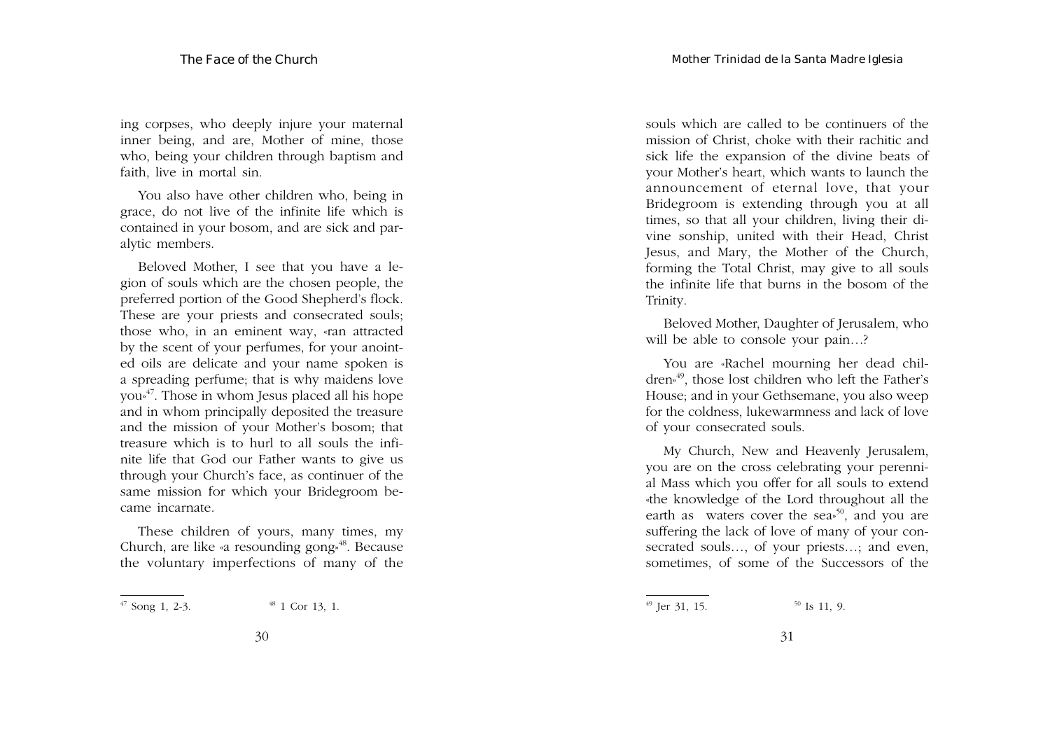ing corpses, who deeply injure your maternal inner being, and are, Mother of mine, those who, being your children through baptism and faith, live in mortal sin.

You also have other children who, being in grace, do not live of the infinite life which is contained in your bosom, and are sick and paralytic members.

Beloved Mother, I see that you have a legion of souls which are the chosen people, the preferred portion of the Good Shepherd's flock. These are your priests and consecrated souls; those who, in an eminent way, «ran attracted by the scent of your perfumes, for your anointed oils are delicate and your name spoken is a spreading perfume; that is why maidens love you»[47]. Those in whom Jesus placed all his hope and in whom principally deposited the treasure and the mission of your Mother's bosom; that treasure which is to hurl to all souls the infinite life that God our Father wants to give us through your Church's face, as continuer of the same mission for which your Bridegroom became incarnate.

These children of yours, many times, my Church, are like «a resounding gong»[48]. Because the voluntary imperfections of many of the souls which are called to be continuers of the mission of Christ, choke with their rachitic and sick life the expansion of the divine beats of your Mother's heart, which wants to launch the announcement of eternal love, that your Bridegroom is extending through you at all times, so that all your children, living their divine sonship, united with their Head, Christ Jesus, and Mary, the Mother of the Church, forming the Total Christ, may give to all souls the infinite life that burns in the bosom of the Trinity.

Beloved Mother, Daughter of Jerusalem, who will be able to console your pain…?

You are «Rachel mourning her dead children»[49], those lost children who left the Father's House; and in your Gethsemane, you also weep for the coldness, lukewarmness and lack of love of your consecrated souls.

My Church, New and Heavenly Jerusalem, you are on the cross celebrating your perennial Mass which you offer for all souls to extend «the knowledge of the Lord throughout all the earth as waters cover the sea»[50], and you are suffering the lack of love of many of your consecrated souls…, of your priests…; and even, sometimes, of some of the Successors of the

---

[47] Song 1, 2-3.

[48] 1 Cor 13, 1.

[49] Jer 31, 15.

[50] Is 11, 9.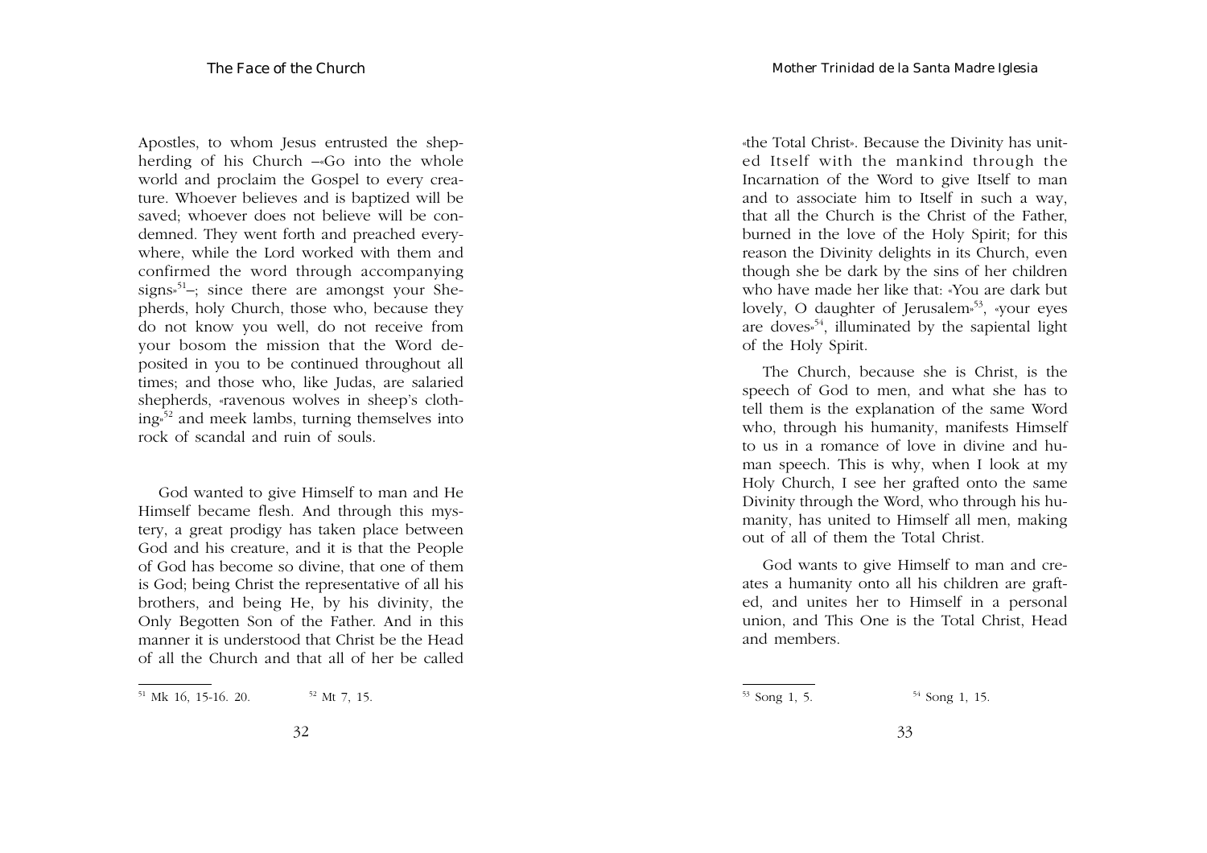Apostles, to whom Jesus entrusted the shepherding of his Church –«Go into the whole world and proclaim the Gospel to every creature. Whoever believes and is baptized will be saved; whoever does not believe will be condemned. They went forth and preached everywhere, while the Lord worked with them and confirmed the word through accompanying signs»[51]–; since there are amongst your Shepherds, holy Church, those who, because they do not know you well, do not receive from your bosom the mission that the Word deposited in you to be continued throughout all times; and those who, like Judas, are salaried shepherds, «ravenous wolves in sheep's clothing»[52] and meek lambs, turning themselves into rock of scandal and ruin of souls.

God wanted to give Himself to man and He Himself became flesh. And through this mystery, a great prodigy has taken place between God and his creature, and it is that the People of God has become so divine, that one of them is God; being Christ the representative of all his brothers, and being He, by his divinity, the Only Begotten Son of the Father. And in this manner it is understood that Christ be the Head of all the Church and that all of her be called

[51] Mk 16, 15-16. 20. [52] Mt 7, 15.

«the Total Christ». Because the Divinity has united Itself with the mankind through the Incarnation of the Word to give Itself to man and to associate him to Itself in such a way, that all the Church is the Christ of the Father, burned in the love of the Holy Spirit; for this reason the Divinity delights in its Church, even though she be dark by the sins of her children who have made her like that: «You are dark but lovely, O daughter of Jerusalem»[53], «your eyes are doves»[54], illuminated by the sapiental light of the Holy Spirit.

The Church, because she is Christ, is the speech of God to men, and what she has to tell them is the explanation of the same Word who, through his humanity, manifests Himself to us in a romance of love in divine and human speech. This is why, when I look at my Holy Church, I see her grafted onto the same Divinity through the Word, who through his humanity, has united to Himself all men, making out of all of them the Total Christ.

God wants to give Himself to man and creates a humanity onto all his children are grafted, and unites her to Himself in a personal union, and This One is the Total Christ, Head and members.

[53] Song 1, 5. [54] Song 1, 15.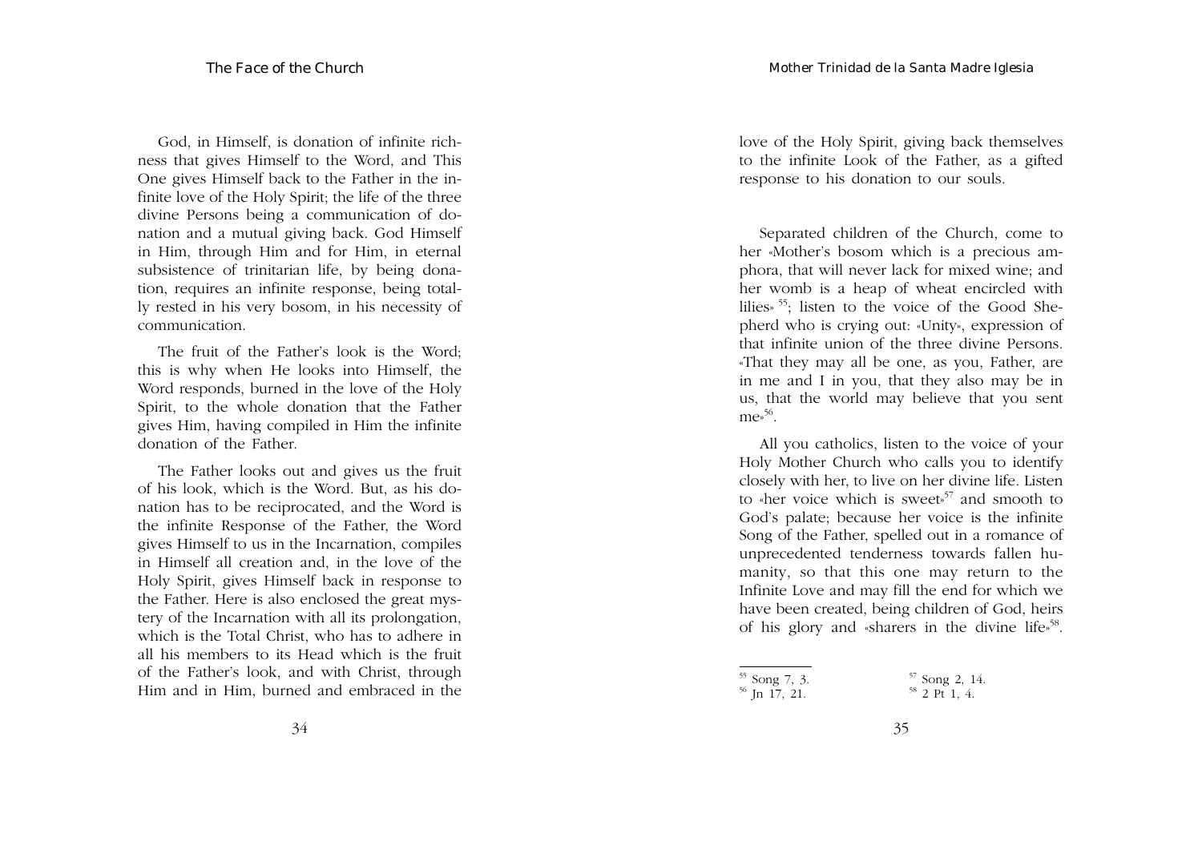God, in Himself, is donation of infinite richness that gives Himself to the Word, and This One gives Himself back to the Father in the infinite love of the Holy Spirit; the life of the three divine Persons being a communication of donation and a mutual giving back. God Himself in Him, through Him and for Him, in eternal subsistence of trinitarian life, by being donation, requires an infinite response, being totally rested in his very bosom, in his necessity of communication.

The fruit of the Father's look is the Word; this is why when He looks into Himself, the Word responds, burned in the love of the Holy Spirit, to the whole donation that the Father gives Him, having compiled in Him the infinite donation of the Father.

The Father looks out and gives us the fruit of his look, which is the Word. But, as his donation has to be reciprocated, and the Word is the infinite Response of the Father, the Word gives Himself to us in the Incarnation, compiles in Himself all creation and, in the love of the Holy Spirit, gives Himself back in response to the Father. Here is also enclosed the great mystery of the Incarnation with all its prolongation, which is the Total Christ, who has to adhere in all his members to its Head which is the fruit of the Father's look, and with Christ, through Him and in Him, burned and embraced in the love of the Holy Spirit, giving back themselves to the infinite Look of the Father, as a gifted response to his donation to our souls.

Separated children of the Church, come to her «Mother's bosom which is a precious amphora, that will never lack for mixed wine; and her womb is a heap of wheat encircled with lilies» [55]; listen to the voice of the Good Shepherd who is crying out: «Unity», expression of that infinite union of the three divine Persons. «That they may all be one, as you, Father, are in me and I in you, that they also may be in us, that the world may believe that you sent me»[56].

All you catholics, listen to the voice of your Holy Mother Church who calls you to identify closely with her, to live on her divine life. Listen to «her voice which is sweet»[57] and smooth to God's palate; because her voice is the infinite Song of the Father, spelled out in a romance of unprecedented tenderness towards fallen humanity, so that this one may return to the Infinite Love and may fill the end for which we have been created, being children of God, heirs of his glory and «sharers in the divine life»[58].

---

[55] Song 7, 3.
[56] Jn 17, 21.
[57] Song 2, 14.
[58] 2 Pt 1, 4.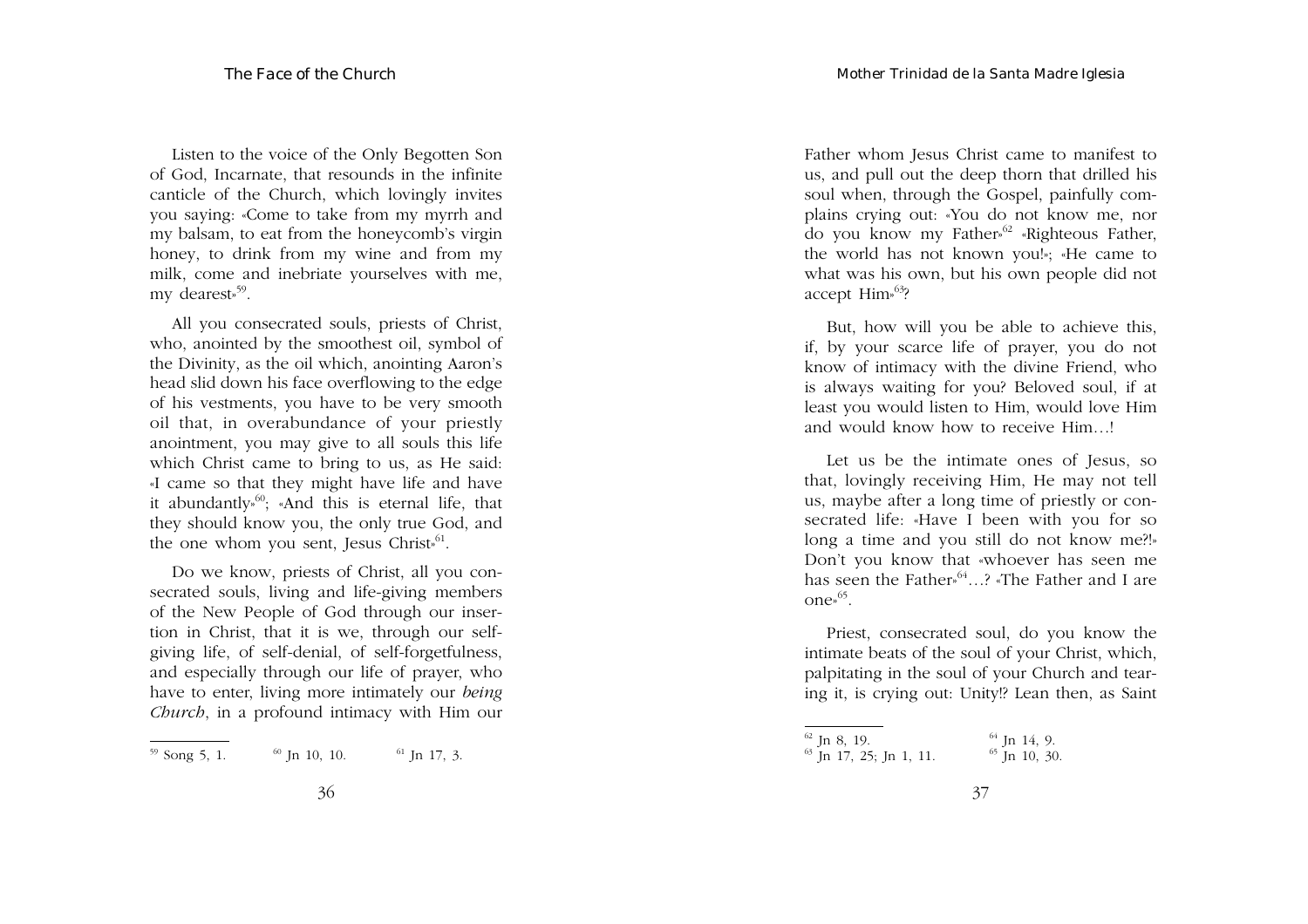Listen to the voice of the Only Begotten Son of God, Incarnate, that resounds in the infinite canticle of the Church, which lovingly invites you saying: «Come to take from my myrrh and my balsam, to eat from the honeycomb's virgin honey, to drink from my wine and from my milk, come and inebriate yourselves with me, my dearest»[59].

All you consecrated souls, priests of Christ, who, anointed by the smoothest oil, symbol of the Divinity, as the oil which, anointing Aaron's head slid down his face overflowing to the edge of his vestments, you have to be very smooth oil that, in overabundance of your priestly anointment, you may give to all souls this life which Christ came to bring to us, as He said: «I came so that they might have life and have it abundantly»[60]; «And this is eternal life, that they should know you, the only true God, and the one whom you sent, Jesus Christ»[61].

Do we know, priests of Christ, all you consecrated souls, living and life-giving members of the New People of God through our insertion in Christ, that it is we, through our self-giving life, of self-denial, of self-forgetfulness, and especially through our life of prayer, who have to enter, living more intimately our *being Church*, in a profound intimacy with Him our Father whom Jesus Christ came to manifest to us, and pull out the deep thorn that drilled his soul when, through the Gospel, painfully complains crying out: «You do not know me, nor do you know my Father»[62] «Righteous Father, the world has not known you!»; «He came to what was his own, but his own people did not accept Him»[63]?

But, how will you be able to achieve this, if, by your scarce life of prayer, you do not know of intimacy with the divine Friend, who is always waiting for you? Beloved soul, if at least you would listen to Him, would love Him and would know how to receive Him…!

Let us be the intimate ones of Jesus, so that, lovingly receiving Him, He may not tell us, maybe after a long time of priestly or consecrated life: «Have I been with you for so long a time and you still do not know me?!» Don't you know that «whoever has seen me has seen the Father»[64]…? «The Father and I are one»[65].

Priest, consecrated soul, do you know the intimate beats of the soul of your Christ, which, palpitating in the soul of your Church and tearing it, is crying out: Unity!? Lean then, as Saint

---

[59] Song 5, 1. [60] Jn 10, 10. [61] Jn 17, 3.

[62] Jn 8, 19.
[63] Jn 17, 25; Jn 1, 11.
[64] Jn 14, 9.
[65] Jn 10, 30.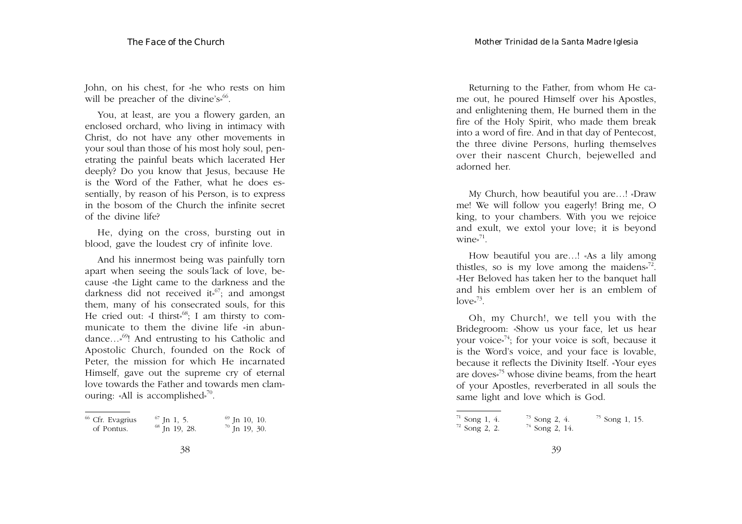John, on his chest, for «he who rests on him will be preacher of the divine's»[66].

You, at least, are you a flowery garden, an enclosed orchard, who living in intimacy with Christ, do not have any other movements in your soul than those of his most holy soul, penetrating the painful beats which lacerated Her deeply? Do you know that Jesus, because He is the Word of the Father, what he does essentially, by reason of his Person, is to express in the bosom of the Church the infinite secret of the divine life?

He, dying on the cross, bursting out in blood, gave the loudest cry of infinite love.

And his innermost being was painfully torn apart when seeing the souls´lack of love, because «the Light came to the darkness and the darkness did not received it»[67]; and amongst them, many of his consecrated souls, for this He cried out: «I thirst»[68]; I am thirsty to communicate to them the divine life «in abundance…»[69]! And entrusting to his Catholic and Apostolic Church, founded on the Rock of Peter, the mission for which He incarnated Himself, gave out the supreme cry of eternal love towards the Father and towards men clamouring: «All is accomplished»[70].

[66] Cfr. Evagrius of Pontus.
[67] Jn 1, 5.
[68] Jn 19, 28.
[69] Jn 10, 10.
[70] Jn 19, 30.

Returning to the Father, from whom He came out, he poured Himself over his Apostles, and enlightening them, He burned them in the fire of the Holy Spirit, who made them break into a word of fire. And in that day of Pentecost, the three divine Persons, hurling themselves over their nascent Church, bejewelled and adorned her.

My Church, how beautiful you are…! «Draw me! We will follow you eagerly! Bring me, O king, to your chambers. With you we rejoice and exult, we extol your love; it is beyond wine»[71].

How beautiful you are…! «As a lily among thistles, so is my love among the maidens»[72]. «Her Beloved has taken her to the banquet hall and his emblem over her is an emblem of love»[73].

Oh, my Church!, we tell you with the Bridegroom: «Show us your face, let us hear your voice»[74]; for your voice is soft, because it is the Word's voice, and your face is lovable, because it reflects the Divinity Itself. «Your eyes are doves»[75] whose divine beams, from the heart of your Apostles, reverberated in all souls the same light and love which is God.

[71] Song 1, 4.
[72] Song 2, 2.
[73] Song 2, 4.
[74] Song 2, 14.
[75] Song 1, 15.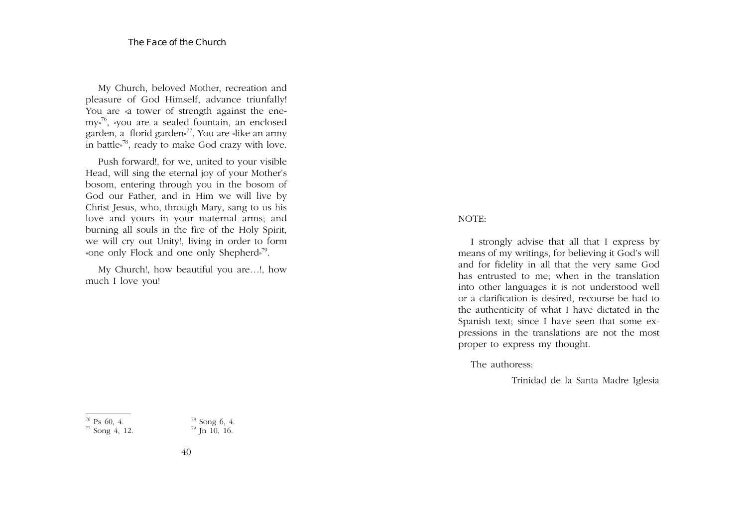My Church, beloved Mother, recreation and pleasure of God Himself, advance triunfally! You are «a tower of strength against the enemy»[76], «you are a sealed fountain, an enclosed garden, a florid garden»[77]. You are «like an army in battle»[78], ready to make God crazy with love.

Push forward!, for we, united to your visible Head, will sing the eternal joy of your Mother's bosom, entering through you in the bosom of God our Father, and in Him we will live by Christ Jesus, who, through Mary, sang to us his love and yours in your maternal arms; and burning all souls in the fire of the Holy Spirit, we will cry out Unity!, living in order to form «one only Flock and one only Shepherd»[79].

My Church!, how beautiful you are…!, how much I love you!

[76] Ps 60, 4.
[77] Song 4, 12.
[78] Song 6, 4.
[79] Jn 10, 16.

NOTE:

I strongly advise that all that I express by means of my writings, for believing it God's will and for fidelity in all that the very same God has entrusted to me; when in the translation into other languages it is not understood well or a clarification is desired, recourse be had to the authenticity of what I have dictated in the Spanish text; since I have seen that some expressions in the translations are not the most proper to express my thought.

The authoress:

Trinidad de la Santa Madre Iglesia